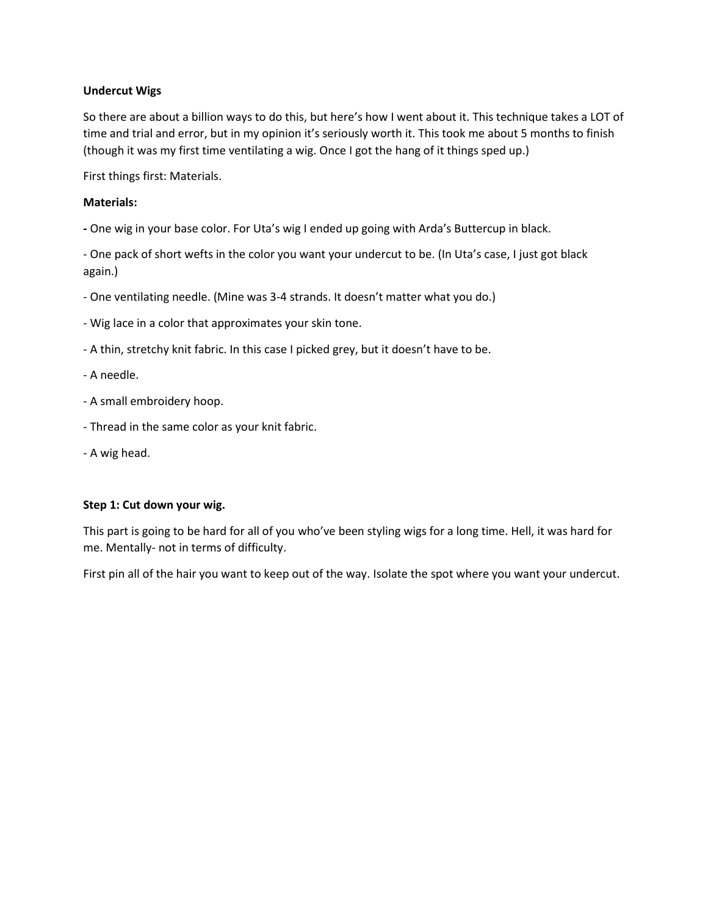**Undercut Wigs**

So there are about a billion ways to do this, but here's how I went about it. This technique takes a LOT of time and trial and error, but in my opinion it's seriously worth it. This took me about 5 months to finish (though it was my first time ventilating a wig. Once I got the hang of it things sped up.)

First things first: Materials.

**Materials:**

- One wig in your base color. For Uta's wig I ended up going with Arda's Buttercup in black.
- One pack of short wefts in the color you want your undercut to be. (In Uta's case, I just got black again.)
- One ventilating needle. (Mine was 3-4 strands. It doesn't matter what you do.)
- Wig lace in a color that approximates your skin tone.
- A thin, stretchy knit fabric. In this case I picked grey, but it doesn't have to be.
- A needle.
- A small embroidery hoop.
- Thread in the same color as your knit fabric.
- A wig head.

**Step 1: Cut down your wig.**

This part is going to be hard for all of you who've been styling wigs for a long time. Hell, it was hard for me. Mentally- not in terms of difficulty.

First pin all of the hair you want to keep out of the way. Isolate the spot where you want your undercut.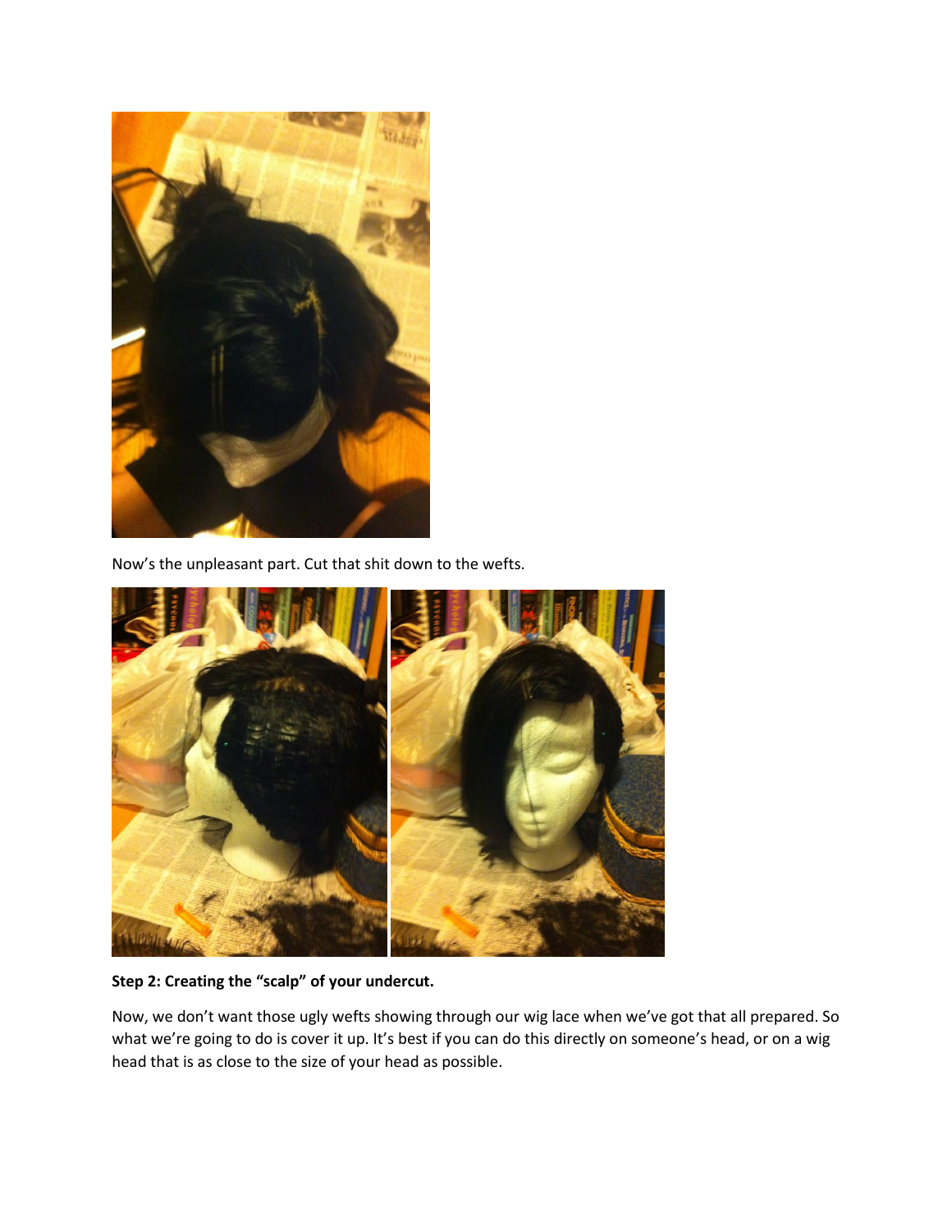Now's the unpleasant part. Cut that shit down to the wefts.

**Step 2: Creating the "scalp" of your undercut.**

Now, we don't want those ugly wefts showing through our wig lace when we've got that all prepared. So what we're going to do is cover it up. It's best if you can do this directly on someone's head, or on a wig head that is as close to the size of your head as possible.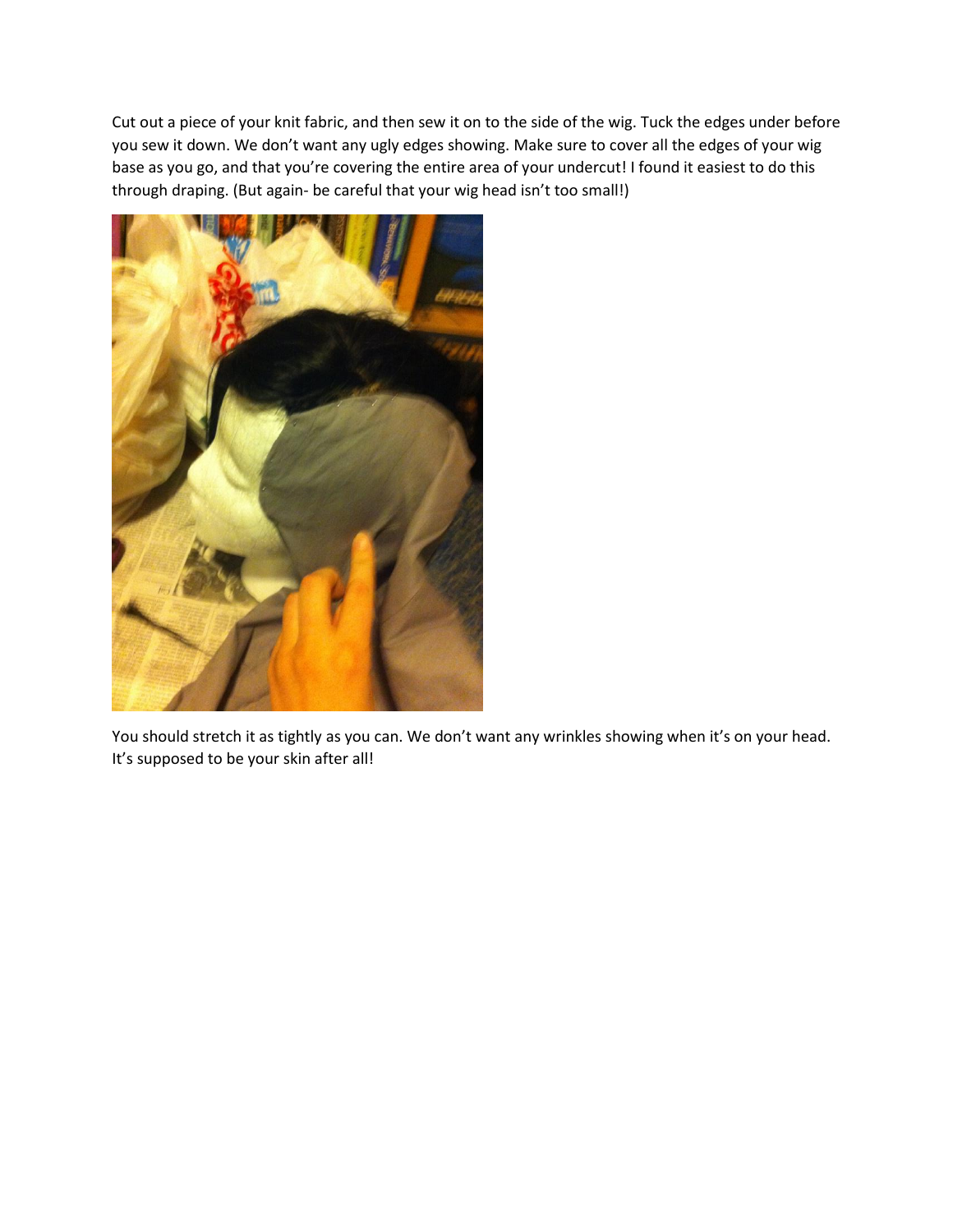Cut out a piece of your knit fabric, and then sew it on to the side of the wig. Tuck the edges under before you sew it down. We don't want any ugly edges showing. Make sure to cover all the edges of your wig base as you go, and that you're covering the entire area of your undercut! I found it easiest to do this through draping. (But again- be careful that your wig head isn't too small!)

You should stretch it as tightly as you can. We don't want any wrinkles showing when it's on your head. It's supposed to be your skin after all!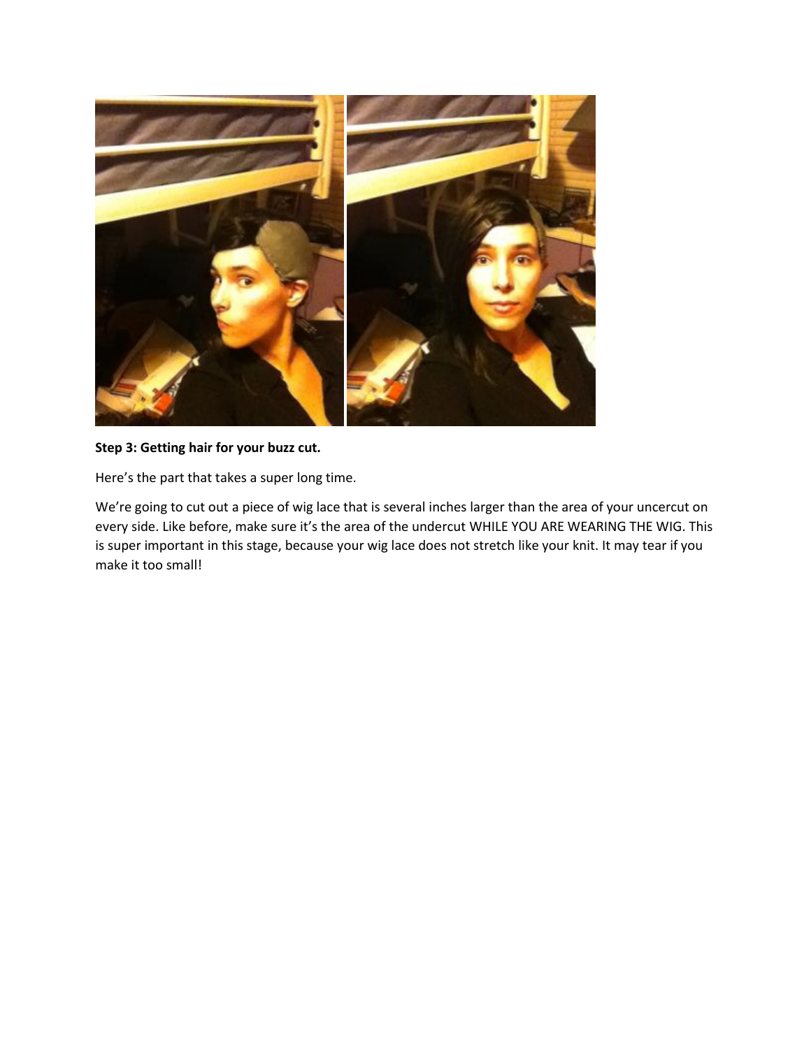**Step 3: Getting hair for your buzz cut.**

Here's the part that takes a super long time.

We're going to cut out a piece of wig lace that is several inches larger than the area of your uncercut on every side. Like before, make sure it's the area of the undercut WHILE YOU ARE WEARING THE WIG. This is super important in this stage, because your wig lace does not stretch like your knit. It may tear if you make it too small!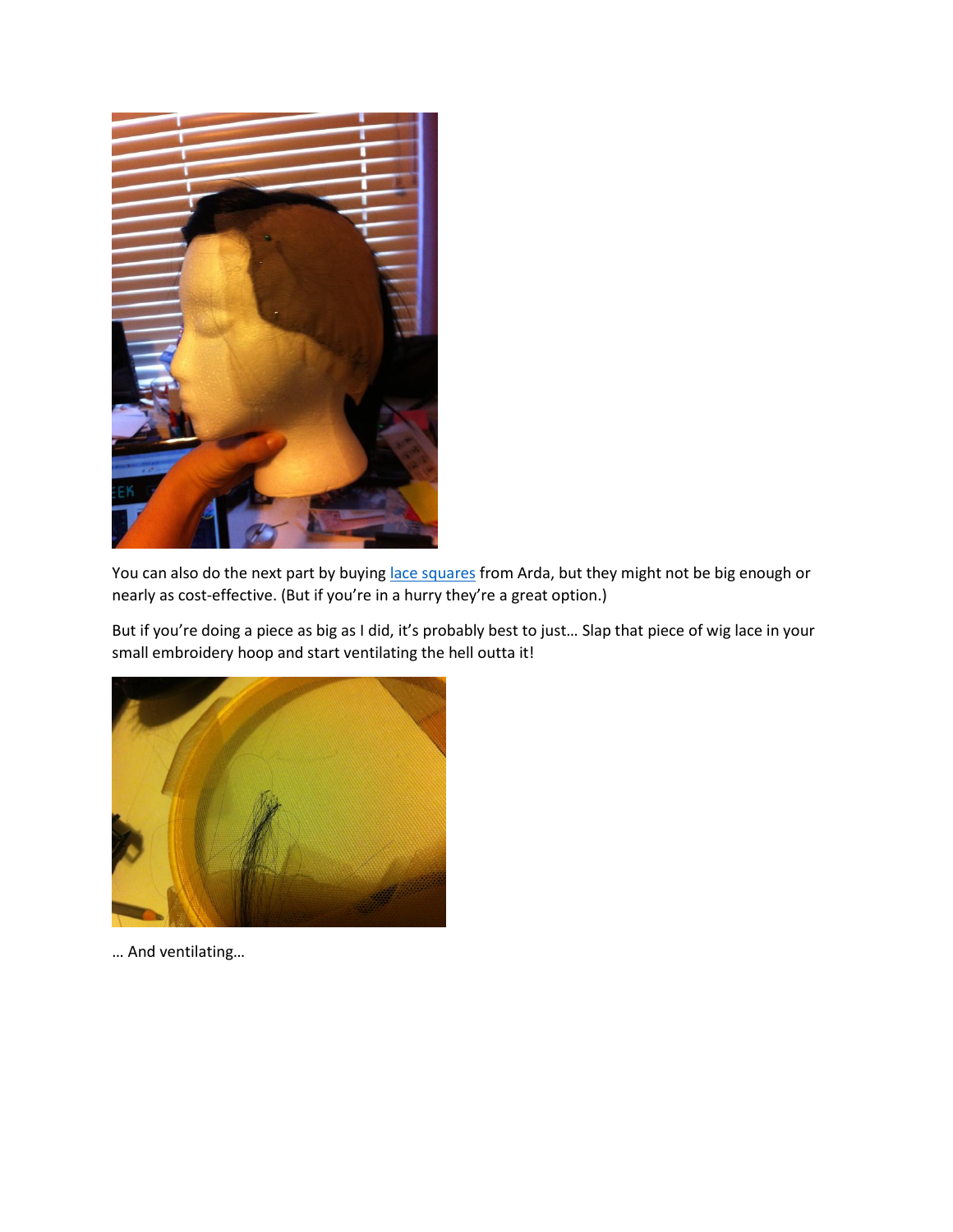You can also do the next part by buying [lace squares]() from Arda, but they might not be big enough or nearly as cost-effective. (But if you're in a hurry they're a great option.)

But if you're doing a piece as big as I did, it's probably best to just… Slap that piece of wig lace in your small embroidery hoop and start ventilating the hell outta it!

… And ventilating…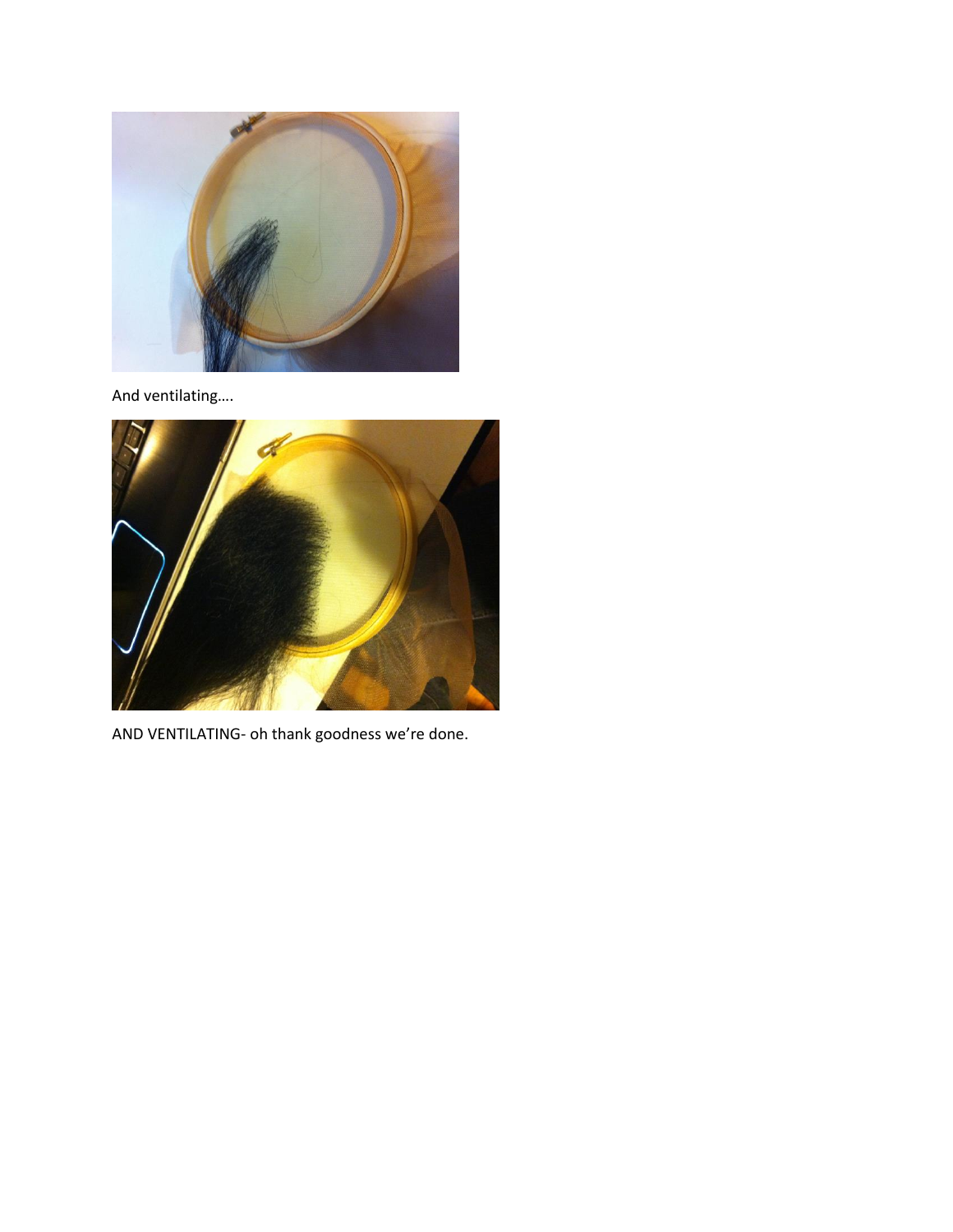And ventilating….

AND VENTILATING- oh thank goodness we're done.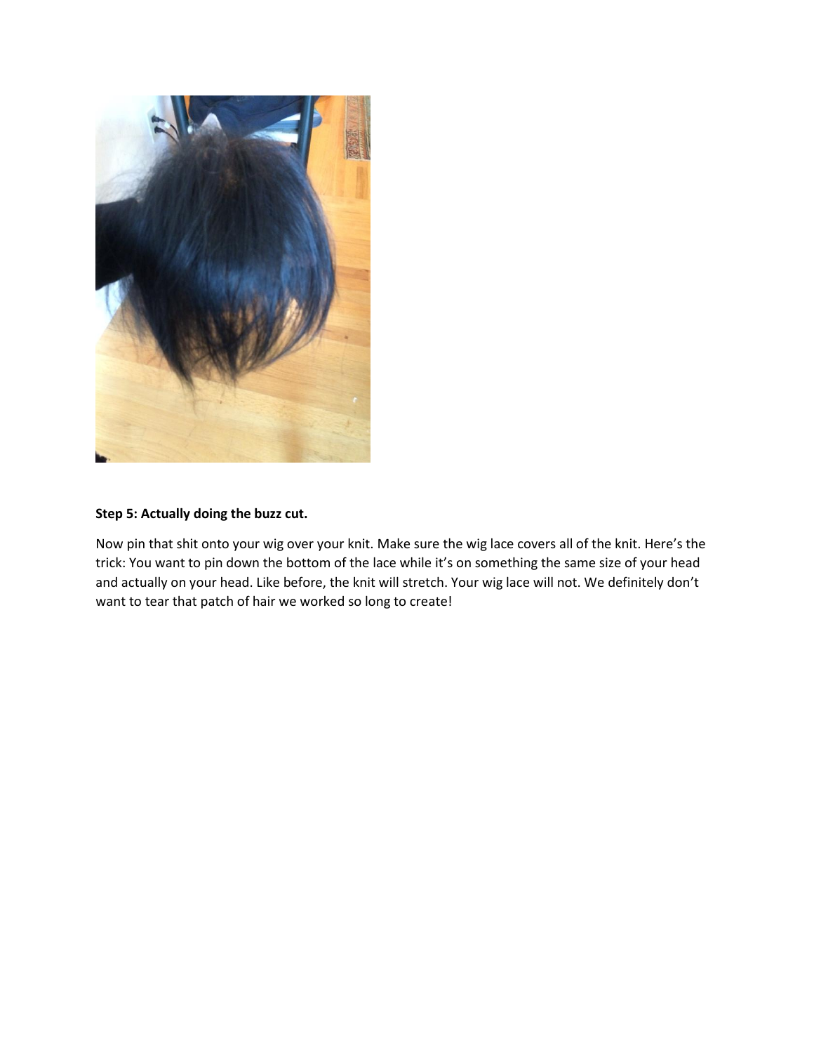**Step 5: Actually doing the buzz cut.**

Now pin that shit onto your wig over your knit. Make sure the wig lace covers all of the knit. Here's the trick: You want to pin down the bottom of the lace while it's on something the same size of your head and actually on your head. Like before, the knit will stretch. Your wig lace will not. We definitely don't want to tear that patch of hair we worked so long to create!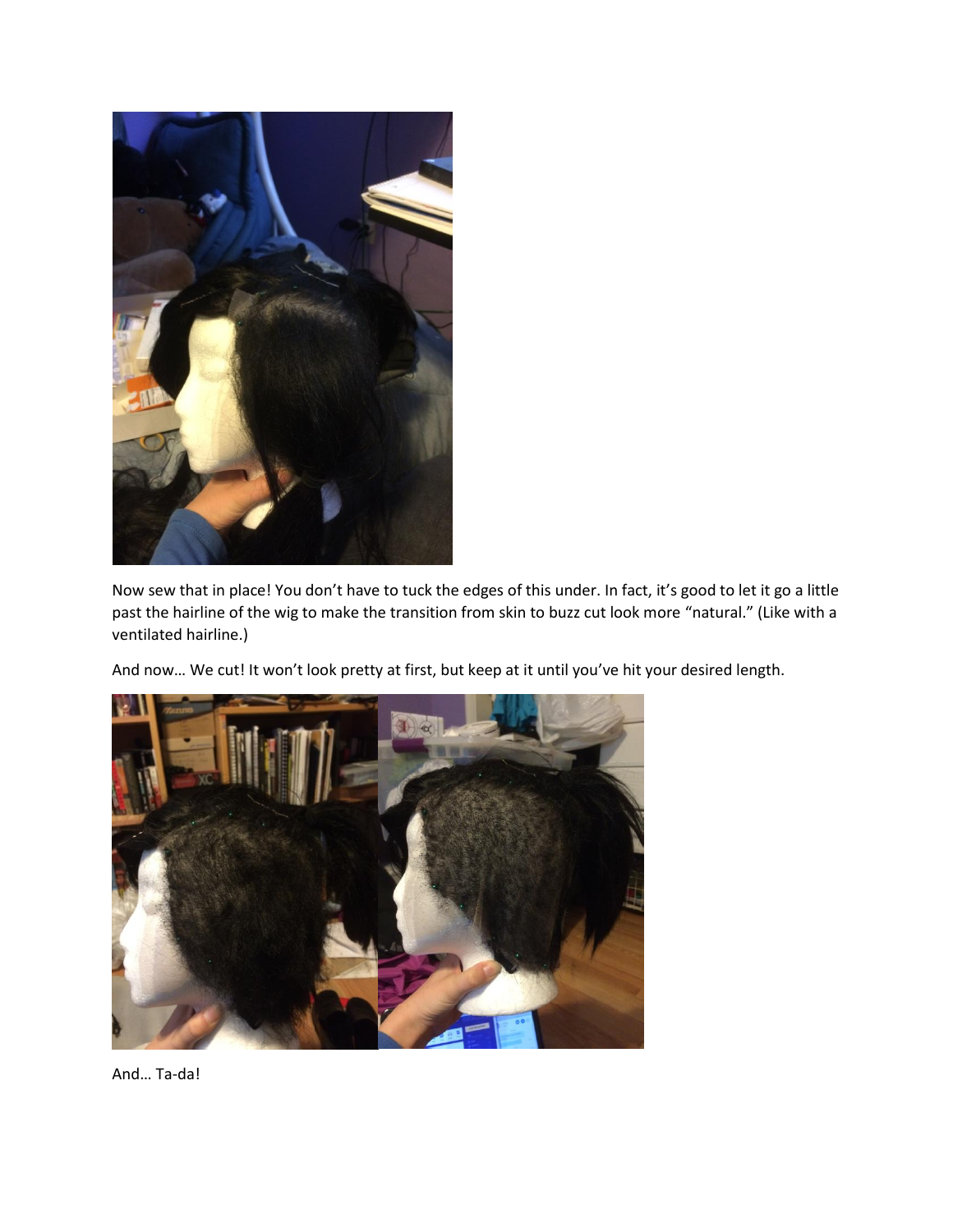Now sew that in place! You don’t have to tuck the edges of this under. In fact, it’s good to let it go a little past the hairline of the wig to make the transition from skin to buzz cut look more “natural.” (Like with a ventilated hairline.)

And now… We cut! It won’t look pretty at first, but keep at it until you’ve hit your desired length.

And… Ta-da!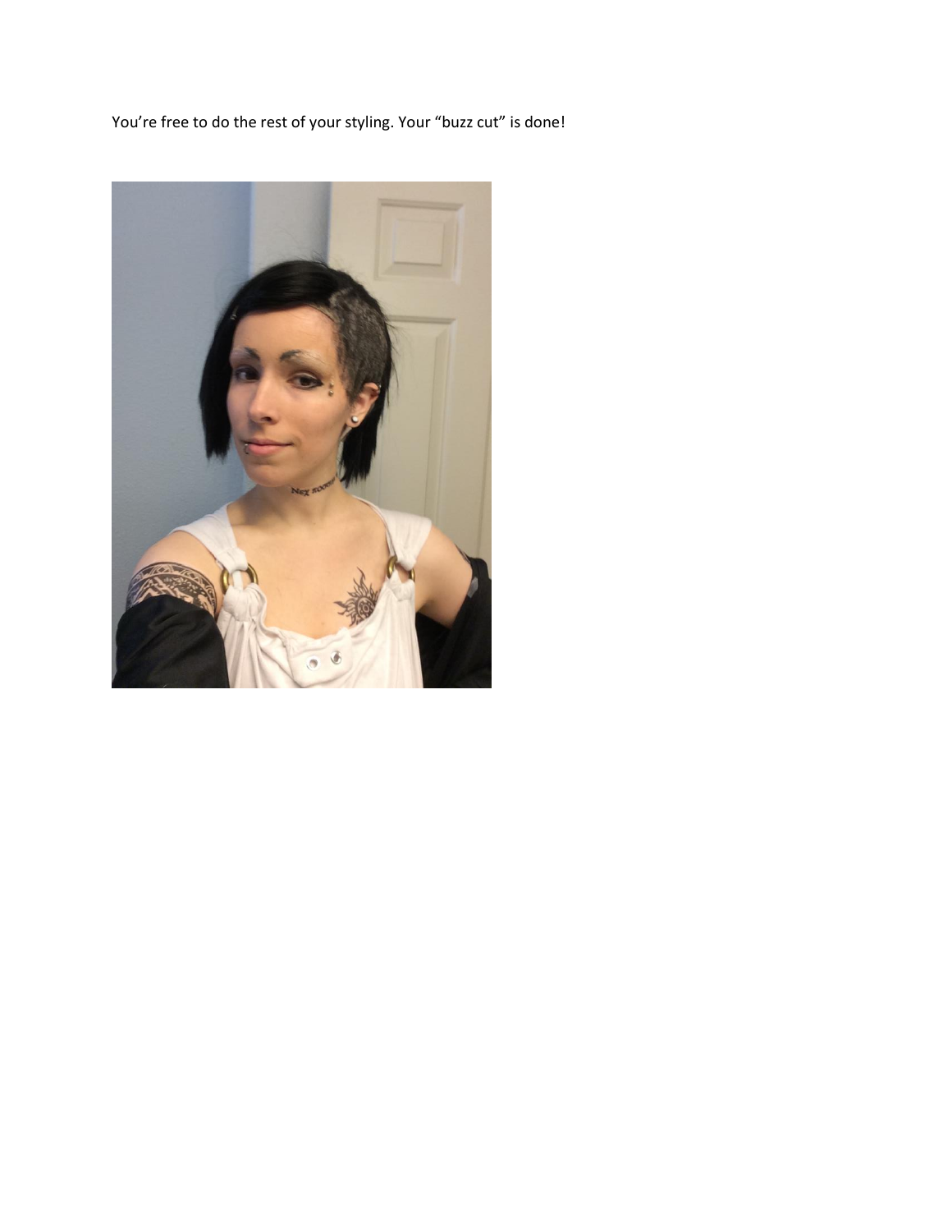You're free to do the rest of your styling. Your "buzz cut" is done!